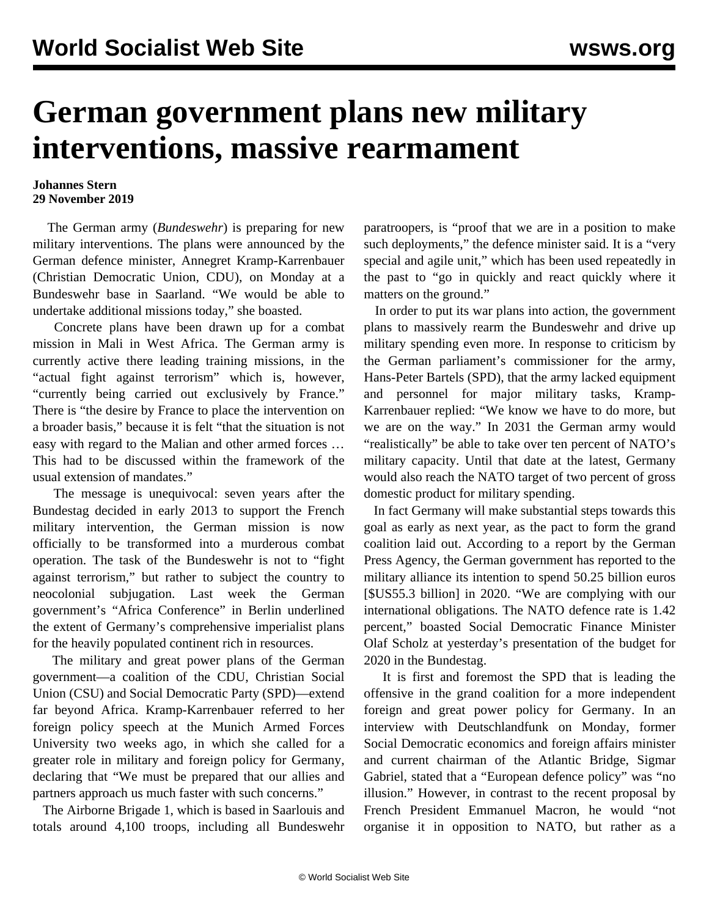# German government plans new military interventions, massive rearmament

**Johannes Stern**
**29 November 2019**

The German army (*Bundeswehr*) is preparing for new military interventions. The plans were announced by the German defence minister, Annegret Kramp-Karrenbauer (Christian Democratic Union, CDU), on Monday at a Bundeswehr base in Saarland. "We would be able to undertake additional missions today," she boasted.

Concrete plans have been drawn up for a combat mission in Mali in West Africa. The German army is currently active there leading training missions, in the "actual fight against terrorism" which is, however, "currently being carried out exclusively by France." There is "the desire by France to place the intervention on a broader basis," because it is felt "that the situation is not easy with regard to the Malian and other armed forces … This had to be discussed within the framework of the usual extension of mandates."

The message is unequivocal: seven years after the Bundestag decided in early 2013 to support the French military intervention, the German mission is now officially to be transformed into a murderous combat operation. The task of the Bundeswehr is not to "fight against terrorism," but rather to subject the country to neocolonial subjugation. Last week the German government's "Africa Conference" in Berlin underlined the extent of Germany's comprehensive imperialist plans for the heavily populated continent rich in resources.

The military and great power plans of the German government—a coalition of the CDU, Christian Social Union (CSU) and Social Democratic Party (SPD)—extend far beyond Africa. Kramp-Karrenbauer referred to her foreign policy speech at the Munich Armed Forces University two weeks ago, in which she called for a greater role in military and foreign policy for Germany, declaring that "We must be prepared that our allies and partners approach us much faster with such concerns."

The Airborne Brigade 1, which is based in Saarlouis and totals around 4,100 troops, including all Bundeswehr paratroopers, is "proof that we are in a position to make such deployments," the defence minister said. It is a "very special and agile unit," which has been used repeatedly in the past to "go in quickly and react quickly where it matters on the ground."

In order to put its war plans into action, the government plans to massively rearm the Bundeswehr and drive up military spending even more. In response to criticism by the German parliament's commissioner for the army, Hans-Peter Bartels (SPD), that the army lacked equipment and personnel for major military tasks, Kramp-Karrenbauer replied: "We know we have to do more, but we are on the way." In 2031 the German army would "realistically" be able to take over ten percent of NATO's military capacity. Until that date at the latest, Germany would also reach the NATO target of two percent of gross domestic product for military spending.

In fact Germany will make substantial steps towards this goal as early as next year, as the pact to form the grand coalition laid out. According to a report by the German Press Agency, the German government has reported to the military alliance its intention to spend 50.25 billion euros [$US55.3 billion] in 2020. "We are complying with our international obligations. The NATO defence rate is 1.42 percent," boasted Social Democratic Finance Minister Olaf Scholz at yesterday's presentation of the budget for 2020 in the Bundestag.

It is first and foremost the SPD that is leading the offensive in the grand coalition for a more independent foreign and great power policy for Germany. In an interview with Deutschlandfunk on Monday, former Social Democratic economics and foreign affairs minister and current chairman of the Atlantic Bridge, Sigmar Gabriel, stated that a "European defence policy" was "no illusion." However, in contrast to the recent proposal by French President Emmanuel Macron, he would "not organise it in opposition to NATO, but rather as a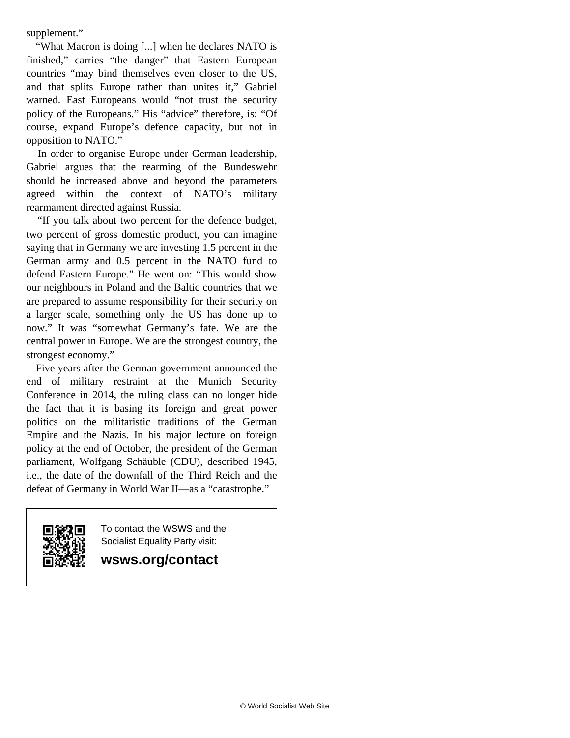supplement."

"What Macron is doing [...] when he declares NATO is finished," carries "the danger" that Eastern European countries "may bind themselves even closer to the US, and that splits Europe rather than unites it," Gabriel warned. East Europeans would "not trust the security policy of the Europeans." His "advice" therefore, is: "Of course, expand Europe's defence capacity, but not in opposition to NATO."

In order to organise Europe under German leadership, Gabriel argues that the rearming of the Bundeswehr should be increased above and beyond the parameters agreed within the context of NATO's military rearmament directed against Russia.

"If you talk about two percent for the defence budget, two percent of gross domestic product, you can imagine saying that in Germany we are investing 1.5 percent in the German army and 0.5 percent in the NATO fund to defend Eastern Europe." He went on: "This would show our neighbours in Poland and the Baltic countries that we are prepared to assume responsibility for their security on a larger scale, something only the US has done up to now." It was "somewhat Germany's fate. We are the central power in Europe. We are the strongest country, the strongest economy."

Five years after the German government announced the end of military restraint at the Munich Security Conference in 2014, the ruling class can no longer hide the fact that it is basing its foreign and great power politics on the militaristic traditions of the German Empire and the Nazis. In his major lecture on foreign policy at the end of October, the president of the German parliament, Wolfgang Schäuble (CDU), described 1945, i.e., the date of the downfall of the Third Reich and the defeat of Germany in World War II—as a "catastrophe."

To contact the WSWS and the Socialist Equality Party visit:

**wsws.org/contact**